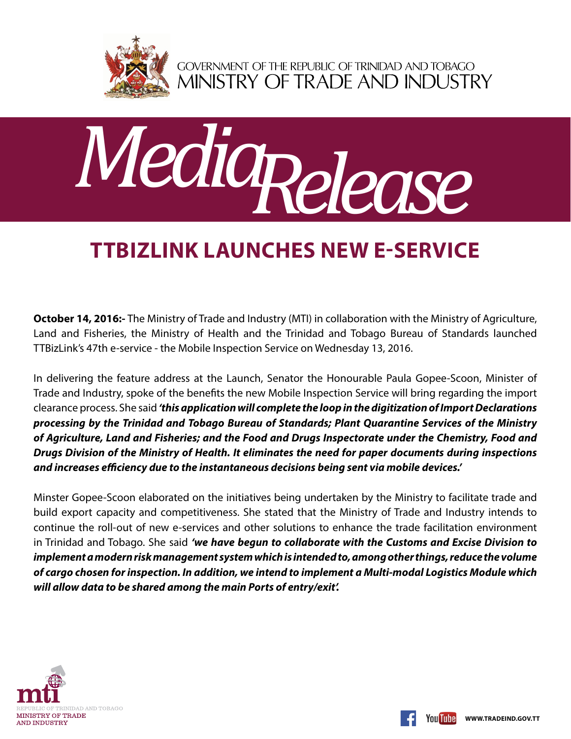GOVERNMENT OF THE REPUBLIC OF TRINIDAD AND TOBAGO
MINISTRY OF TRADE AND INDUSTRY

# Media Release

## TTBIZLINK LAUNCHES NEW E-SERVICE

**October 14, 2016:-** The Ministry of Trade and Industry (MTI) in collaboration with the Ministry of Agriculture, Land and Fisheries, the Ministry of Health and the Trinidad and Tobago Bureau of Standards launched TTBizLink's 47th e-service - the Mobile Inspection Service on Wednesday 13, 2016.

In delivering the feature address at the Launch, Senator the Honourable Paula Gopee-Scoon, Minister of Trade and Industry, spoke of the benefits the new Mobile Inspection Service will bring regarding the import clearance process. She said ***'this application will complete the loop in the digitization of Import Declarations processing by the Trinidad and Tobago Bureau of Standards; Plant Quarantine Services of the Ministry of Agriculture, Land and Fisheries; and the Food and Drugs Inspectorate under the Chemistry, Food and Drugs Division of the Ministry of Health. It eliminates the need for paper documents during inspections and increases efficiency due to the instantaneous decisions being sent via mobile devices.'***

Minster Gopee-Scoon elaborated on the initiatives being undertaken by the Ministry to facilitate trade and build export capacity and competitiveness. She stated that the Ministry of Trade and Industry intends to continue the roll-out of new e-services and other solutions to enhance the trade facilitation environment in Trinidad and Tobago. She said ***'we have begun to collaborate with the Customs and Excise Division to implement a modern risk management system which is intended to, among other things, reduce the volume of cargo chosen for inspection. In addition, we intend to implement a Multi-modal Logistics Module which will allow data to be shared among the main Ports of entry/exit'.***

mti
REPUBLIC OF TRINIDAD AND TOBAGO
MINISTRY OF TRADE AND INDUSTRY

WWW.TRADEIND.GOV.TT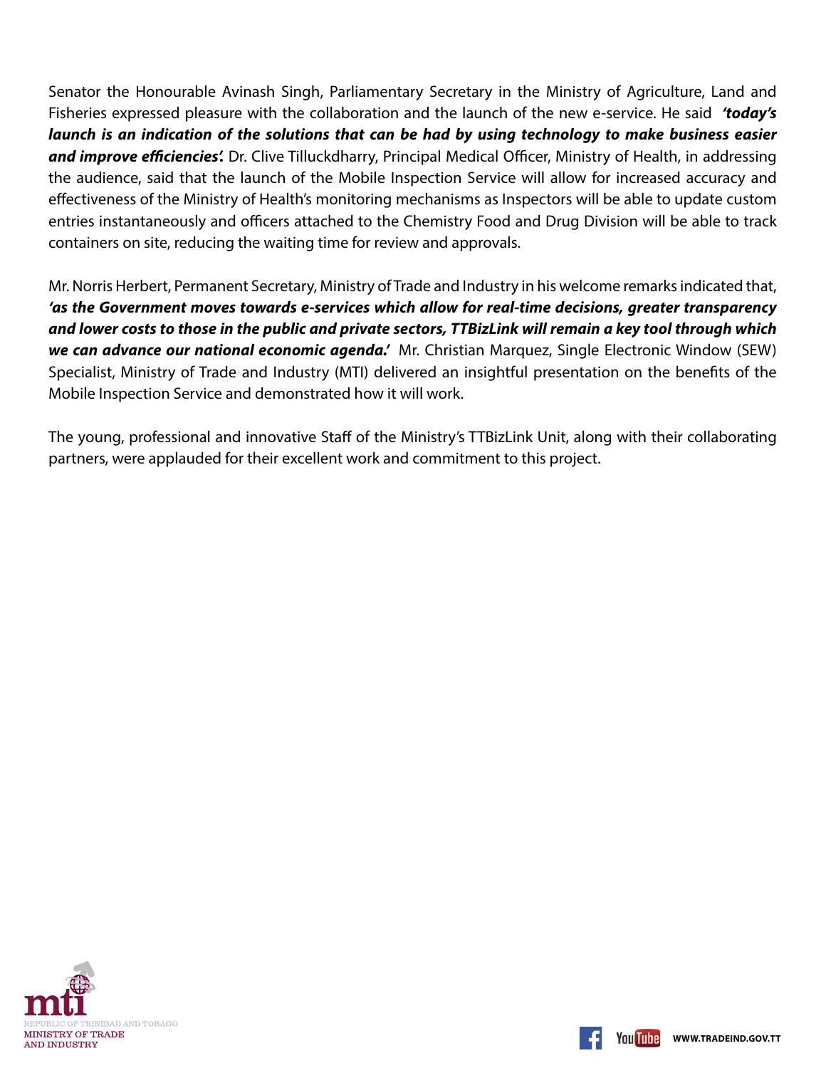Senator the Honourable Avinash Singh, Parliamentary Secretary in the Ministry of Agriculture, Land and Fisheries expressed pleasure with the collaboration and the launch of the new e-service. He said ***'today's launch is an indication of the solutions that can be had by using technology to make business easier and improve efficiencies'.*** Dr. Clive Tilluckdharry, Principal Medical Officer, Ministry of Health, in addressing the audience, said that the launch of the Mobile Inspection Service will allow for increased accuracy and effectiveness of the Ministry of Health's monitoring mechanisms as Inspectors will be able to update custom entries instantaneously and officers attached to the Chemistry Food and Drug Division will be able to track containers on site, reducing the waiting time for review and approvals.

Mr. Norris Herbert, Permanent Secretary, Ministry of Trade and Industry in his welcome remarks indicated that, ***'as the Government moves towards e-services which allow for real-time decisions, greater transparency and lower costs to those in the public and private sectors, TTBizLink will remain a key tool through which we can advance our national economic agenda.'*** Mr. Christian Marquez, Single Electronic Window (SEW) Specialist, Ministry of Trade and Industry (MTI) delivered an insightful presentation on the benefits of the Mobile Inspection Service and demonstrated how it will work.

The young, professional and innovative Staff of the Ministry's TTBizLink Unit, along with their collaborating partners, were applauded for their excellent work and commitment to this project.